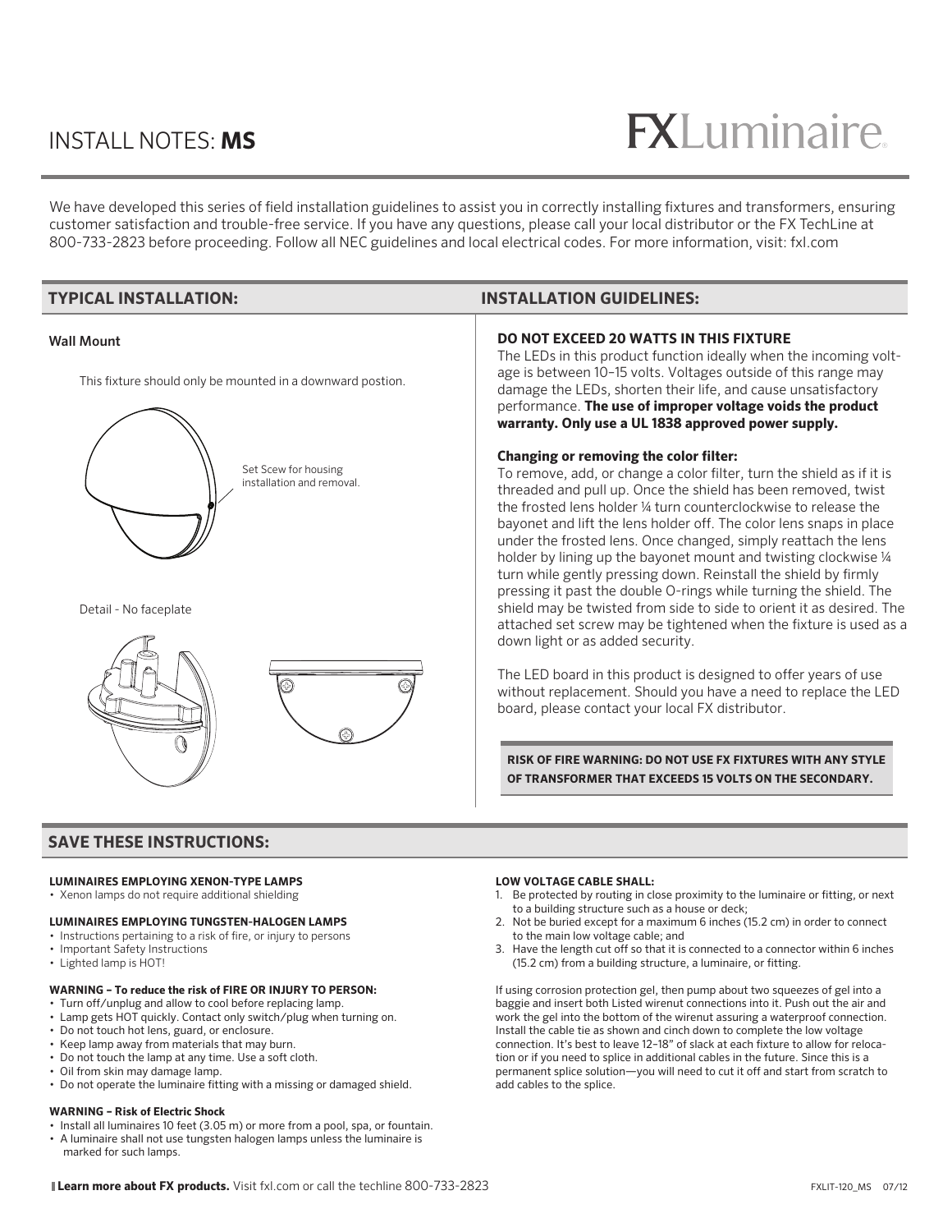# INSTALL NOTES: **MS**

FXLuminaire

We have developed this series of field installation guidelines to assist you in correctly installing fixtures and transformers, ensuring customer satisfaction and trouble-free service. If you have any questions, please call your local distributor or the FX TechLine at 800-733-2823 before proceeding. Follow all NEC guidelines and local electrical codes. For more information, visit: fxl.com

## TYPICAL INSTALLATION:

**Wall Mount**

This fixture should only be mounted in a downward postion.

Set Scew for housing installation and removal.

Detail - No faceplate

## INSTALLATION GUIDELINES:

**DO NOT EXCEED 20 WATTS IN THIS FIXTURE**

The LEDs in this product function ideally when the incoming voltage is between 10–15 volts. Voltages outside of this range may damage the LEDs, shorten their life, and cause unsatisfactory performance. **The use of improper voltage voids the product warranty. Only use a UL 1838 approved power supply.**

**Changing or removing the color filter:**

To remove, add, or change a color filter, turn the shield as if it is threaded and pull up. Once the shield has been removed, twist the frosted lens holder ¼ turn counterclockwise to release the bayonet and lift the lens holder off. The color lens snaps in place under the frosted lens. Once changed, simply reattach the lens holder by lining up the bayonet mount and twisting clockwise ¼ turn while gently pressing down. Reinstall the shield by firmly pressing it past the double O-rings while turning the shield. The shield may be twisted from side to side to orient it as desired. The attached set screw may be tightened when the fixture is used as a down light or as added security.

The LED board in this product is designed to offer years of use without replacement. Should you have a need to replace the LED board, please contact your local FX distributor.

**RISK OF FIRE WARNING: DO NOT USE FX FIXTURES WITH ANY STYLE OF TRANSFORMER THAT EXCEEDS 15 VOLTS ON THE SECONDARY.**

## SAVE THESE INSTRUCTIONS:

**LUMINAIRES EMPLOYING XENON-TYPE LAMPS**
- Xenon lamps do not require additional shielding

**LUMINAIRES EMPLOYING TUNGSTEN-HALOGEN LAMPS**
- Instructions pertaining to a risk of fire, or injury to persons
- Important Safety Instructions
- Lighted lamp is HOT!

**WARNING – To reduce the risk of FIRE OR INJURY TO PERSON:**
- Turn off/unplug and allow to cool before replacing lamp.
- Lamp gets HOT quickly. Contact only switch/plug when turning on.
- Do not touch hot lens, guard, or enclosure.
- Keep lamp away from materials that may burn.
- Do not touch the lamp at any time. Use a soft cloth.
- Oil from skin may damage lamp.
- Do not operate the luminaire fitting with a missing or damaged shield.

**WARNING – Risk of Electric Shock**
- Install all luminaires 10 feet (3.05 m) or more from a pool, spa, or fountain.
- A luminaire shall not use tungsten halogen lamps unless the luminaire is marked for such lamps.

**LOW VOLTAGE CABLE SHALL:**
1. Be protected by routing in close proximity to the luminaire or fitting, or next to a building structure such as a house or deck;
2. Not be buried except for a maximum 6 inches (15.2 cm) in order to connect to the main low voltage cable; and
3. Have the length cut off so that it is connected to a connector within 6 inches (15.2 cm) from a building structure, a luminaire, or fitting.

If using corrosion protection gel, then pump about two squeezes of gel into a baggie and insert both Listed wirenut connections into it. Push out the air and work the gel into the bottom of the wirenut assuring a waterproof connection. Install the cable tie as shown and cinch down to complete the low voltage connection. It's best to leave 12–18" of slack at each fixture to allow for relocation or if you need to splice in additional cables in the future. Since this is a permanent splice solution—you will need to cut it off and start from scratch to add cables to the splice.

**Learn more about FX products.** Visit fxl.com or call the techline 800-733-2823

FXLIT-120_MS 07/12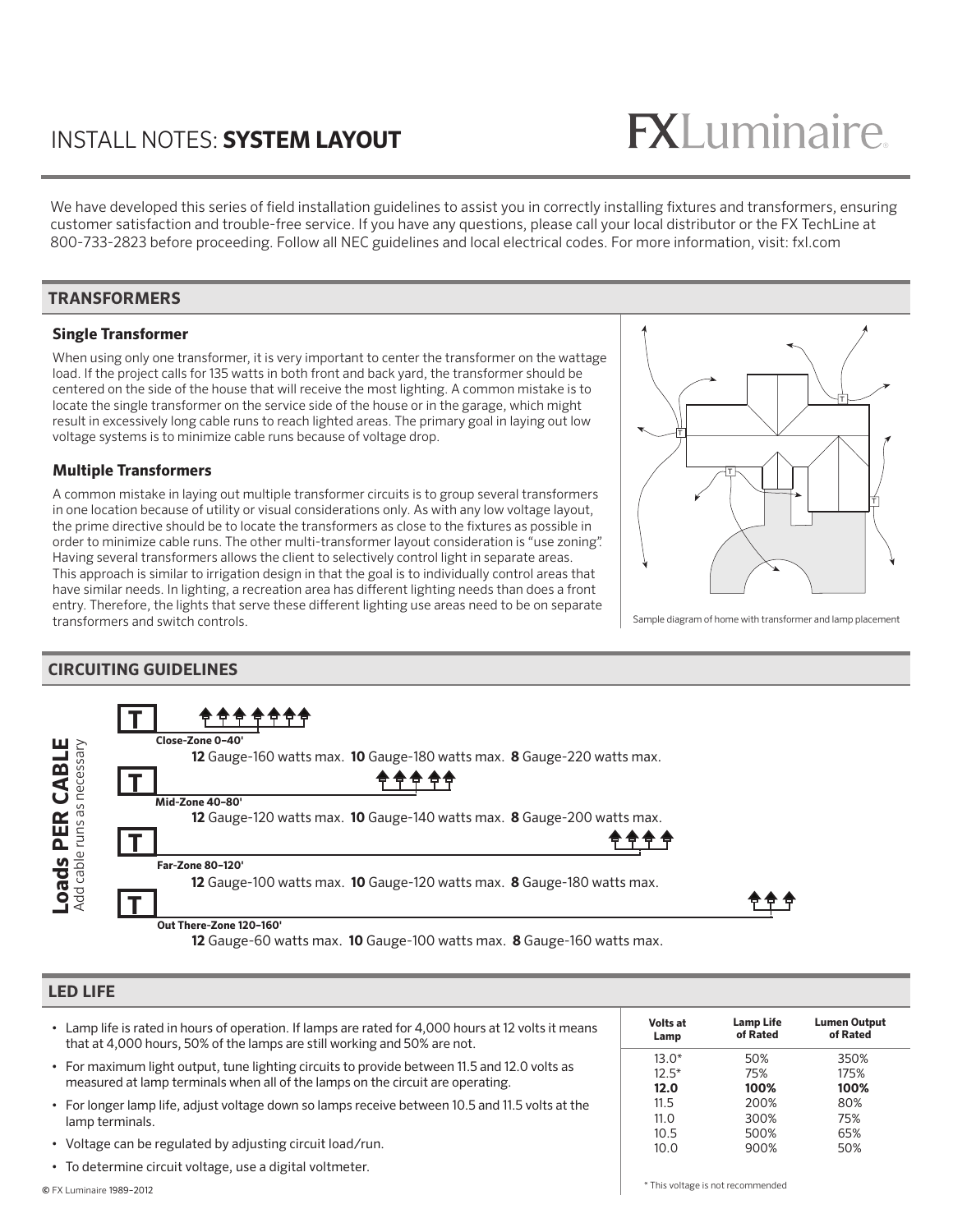# INSTALL NOTES: **SYSTEM LAYOUT**

FXLuminaire

We have developed this series of field installation guidelines to assist you in correctly installing fixtures and transformers, ensuring customer satisfaction and trouble-free service. If you have any questions, please call your local distributor or the FX TechLine at 800-733-2823 before proceeding. Follow all NEC guidelines and local electrical codes. For more information, visit: fxl.com

## TRANSFORMERS

### Single Transformer

When using only one transformer, it is very important to center the transformer on the wattage load. If the project calls for 135 watts in both front and back yard, the transformer should be centered on the side of the house that will receive the most lighting. A common mistake is to locate the single transformer on the service side of the house or in the garage, which might result in excessively long cable runs to reach lighted areas. The primary goal in laying out low voltage systems is to minimize cable runs because of voltage drop.

### Multiple Transformers

A common mistake in laying out multiple transformer circuits is to group several transformers in one location because of utility or visual considerations only. As with any low voltage layout, the prime directive should be to locate the transformers as close to the fixtures as possible in order to minimize cable runs. The other multi-transformer layout consideration is "use zoning". Having several transformers allows the client to selectively control light in separate areas. This approach is similar to irrigation design in that the goal is to individually control areas that have similar needs. In lighting, a recreation area has different lighting needs than does a front entry. Therefore, the lights that serve these different lighting use areas need to be on separate transformers and switch controls.

Sample diagram of home with transformer and lamp placement

## CIRCUITING GUIDELINES

**Loads PER CABLE**
Add cable runs as necessary

**Close-Zone 0–40'**
**12** Gauge-160 watts max. **10** Gauge-180 watts max. **8** Gauge-220 watts max.

**Mid-Zone 40–80'**
**12** Gauge-120 watts max. **10** Gauge-140 watts max. **8** Gauge-200 watts max.

**Far-Zone 80–120'**
**12** Gauge-100 watts max. **10** Gauge-120 watts max. **8** Gauge-180 watts max.

**Out There-Zone 120–160'**
**12** Gauge-60 watts max. **10** Gauge-100 watts max. **8** Gauge-160 watts max.

## LED LIFE

- Lamp life is rated in hours of operation. If lamps are rated for 4,000 hours at 12 volts it means that at 4,000 hours, 50% of the lamps are still working and 50% are not.
- For maximum light output, tune lighting circuits to provide between 11.5 and 12.0 volts as measured at lamp terminals when all of the lamps on the circuit are operating.
- For longer lamp life, adjust voltage down so lamps receive between 10.5 and 11.5 volts at the lamp terminals.
- Voltage can be regulated by adjusting circuit load/run.
- To determine circuit voltage, use a digital voltmeter.

| Volts at Lamp | Lamp Life of Rated | Lumen Output of Rated |
|---|---|---|
| 13.0* | 50% | 350% |
| 12.5* | 75% | 175% |
| **12.0** | **100%** | **100%** |
| 11.5 | 200% | 80% |
| 11.0 | 300% | 75% |
| 10.5 | 500% | 65% |
| 10.0 | 900% | 50% |

* This voltage is not recommended

© FX Luminaire 1989–2012